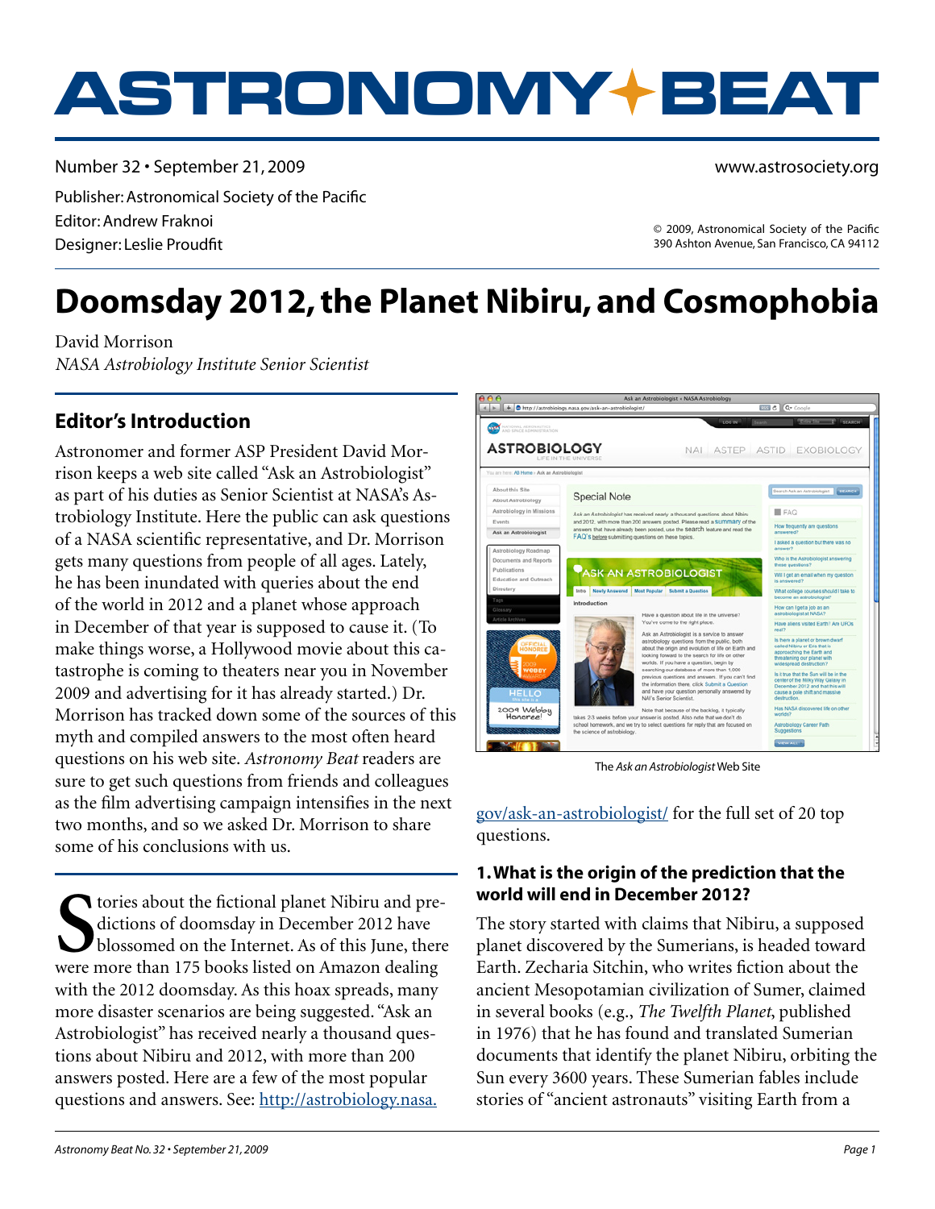# ASTRONOMY BEAT

Number 32 • September 21, 2009

www.astrosociety.org

Publisher: Astronomical Society of the Pacific
Editor: Andrew Fraknoi
Designer: Leslie Proudfit

© 2009, Astronomical Society of the Pacific
390 Ashton Avenue, San Francisco, CA 94112

# Doomsday 2012, the Planet Nibiru, and Cosmophobia

David Morrison
*NASA Astrobiology Institute Senior Scientist*

## Editor's Introduction

Astronomer and former ASP President David Morrison keeps a web site called "Ask an Astrobiologist" as part of his duties as Senior Scientist at NASA's Astrobiology Institute. Here the public can ask questions of a NASA scientific representative, and Dr. Morrison gets many questions from people of all ages. Lately, he has been inundated with queries about the end of the world in 2012 and a planet whose approach in December of that year is supposed to cause it. (To make things worse, a Hollywood movie about this catastrophe is coming to theaters near you in November 2009 and advertising for it has already started.) Dr. Morrison has tracked down some of the sources of this myth and compiled answers to the most often heard questions on his web site. *Astronomy Beat* readers are sure to get such questions from friends and colleagues as the film advertising campaign intensifies in the next two months, and so we asked Dr. Morrison to share some of his conclusions with us.

Stories about the fictional planet Nibiru and predictions of doomsday in December 2012 have blossomed on the Internet. As of this June, there were more than 175 books listed on Amazon dealing with the 2012 doomsday. As this hoax spreads, many more disaster scenarios are being suggested. "Ask an Astrobiologist" has received nearly a thousand questions about Nibiru and 2012, with more than 200 answers posted. Here are a few of the most popular questions and answers. See: http://astrobiology.nasa.gov/ask-an-astrobiologist/ for the full set of 20 top questions.

The *Ask an Astrobiologist* Web Site

### 1. What is the origin of the prediction that the world will end in December 2012?

The story started with claims that Nibiru, a supposed planet discovered by the Sumerians, is headed toward Earth. Zecharia Sitchin, who writes fiction about the ancient Mesopotamian civilization of Sumer, claimed in several books (e.g., *The Twelfth Planet*, published in 1976) that he has found and translated Sumerian documents that identify the planet Nibiru, orbiting the Sun every 3600 years. These Sumerian fables include stories of "ancient astronauts" visiting Earth from a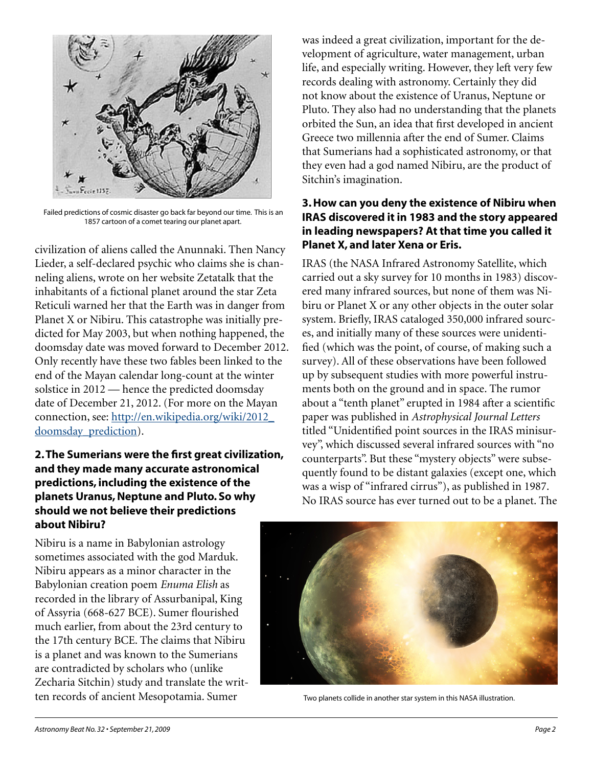Failed predictions of cosmic disaster go back far beyond our time. This is an 1857 cartoon of a comet tearing our planet apart.

civilization of aliens called the Anunnaki. Then Nancy Lieder, a self-declared psychic who claims she is channeling aliens, wrote on her website Zetatalk that the inhabitants of a fictional planet around the star Zeta Reticuli warned her that the Earth was in danger from Planet X or Nibiru. This catastrophe was initially predicted for May 2003, but when nothing happened, the doomsday date was moved forward to December 2012. Only recently have these two fables been linked to the end of the Mayan calendar long-count at the winter solstice in 2012 — hence the predicted doomsday date of December 21, 2012. (For more on the Mayan connection, see: [http://en.wikipedia.org/wiki/2012_doomsday_prediction](http://en.wikipedia.org/wiki/2012_doomsday_prediction)).

### 2. The Sumerians were the first great civilization, and they made many accurate astronomical predictions, including the existence of the planets Uranus, Neptune and Pluto. So why should we not believe their predictions about Nibiru?

Nibiru is a name in Babylonian astrology sometimes associated with the god Marduk. Nibiru appears as a minor character in the Babylonian creation poem *Enuma Elish* as recorded in the library of Assurbanipal, King of Assyria (668-627 BCE). Sumer flourished much earlier, from about the 23rd century to the 17th century BCE. The claims that Nibiru is a planet and was known to the Sumerians are contradicted by scholars who (unlike Zecharia Sitchin) study and translate the written records of ancient Mesopotamia. Sumer was indeed a great civilization, important for the development of agriculture, water management, urban life, and especially writing. However, they left very few records dealing with astronomy. Certainly they did not know about the existence of Uranus, Neptune or Pluto. They also had no understanding that the planets orbited the Sun, an idea that first developed in ancient Greece two millennia after the end of Sumer. Claims that Sumerians had a sophisticated astronomy, or that they even had a god named Nibiru, are the product of Sitchin's imagination.

### 3. How can you deny the existence of Nibiru when IRAS discovered it in 1983 and the story appeared in leading newspapers? At that time you called it Planet X, and later Xena or Eris.

IRAS (the NASA Infrared Astronomy Satellite, which carried out a sky survey for 10 months in 1983) discovered many infrared sources, but none of them was Nibiru or Planet X or any other objects in the outer solar system. Briefly, IRAS cataloged 350,000 infrared sources, and initially many of these sources were unidentified (which was the point, of course, of making such a survey). All of these observations have been followed up by subsequent studies with more powerful instruments both on the ground and in space. The rumor about a "tenth planet" erupted in 1984 after a scientific paper was published in *Astrophysical Journal Letters* titled "Unidentified point sources in the IRAS minisurvey", which discussed several infrared sources with "no counterparts". But these "mystery objects" were subsequently found to be distant galaxies (except one, which was a wisp of "infrared cirrus"), as published in 1987. No IRAS source has ever turned out to be a planet. The

Two planets collide in another star system in this NASA illustration.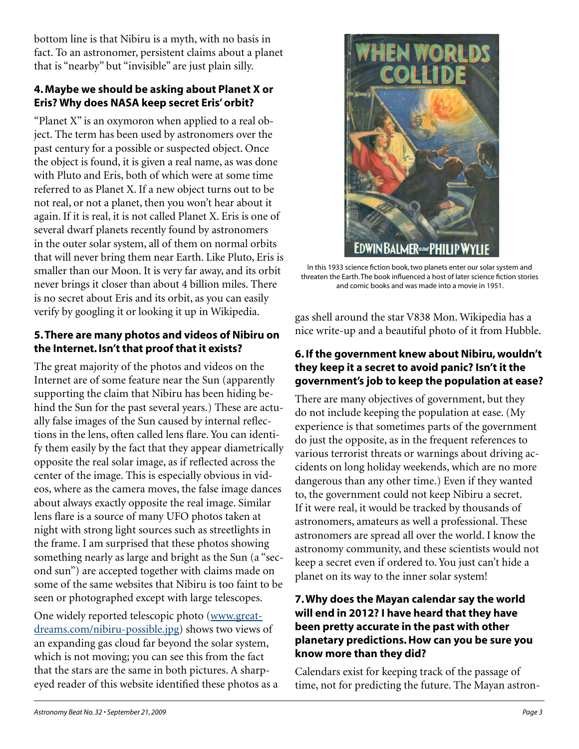bottom line is that Nibiru is a myth, with no basis in fact. To an astronomer, persistent claims about a planet that is "nearby" but "invisible" are just plain silly.

### 4. Maybe we should be asking about Planet X or Eris? Why does NASA keep secret Eris' orbit?

"Planet X" is an oxymoron when applied to a real object. The term has been used by astronomers over the past century for a possible or suspected object. Once the object is found, it is given a real name, as was done with Pluto and Eris, both of which were at some time referred to as Planet X. If a new object turns out to be not real, or not a planet, then you won't hear about it again. If it is real, it is not called Planet X. Eris is one of several dwarf planets recently found by astronomers in the outer solar system, all of them on normal orbits that will never bring them near Earth. Like Pluto, Eris is smaller than our Moon. It is very far away, and its orbit never brings it closer than about 4 billion miles. There is no secret about Eris and its orbit, as you can easily verify by googling it or looking it up in Wikipedia.

### 5. There are many photos and videos of Nibiru on the Internet. Isn't that proof that it exists?

The great majority of the photos and videos on the Internet are of some feature near the Sun (apparently supporting the claim that Nibiru has been hiding behind the Sun for the past several years.) These are actually false images of the Sun caused by internal reflections in the lens, often called lens flare. You can identify them easily by the fact that they appear diametrically opposite the real solar image, as if reflected across the center of the image. This is especially obvious in videos, where as the camera moves, the false image dances about always exactly opposite the real image. Similar lens flare is a source of many UFO photos taken at night with strong light sources such as streetlights in the frame. I am surprised that these photos showing something nearly as large and bright as the Sun (a "second sun") are accepted together with claims made on some of the same websites that Nibiru is too faint to be seen or photographed except with large telescopes.

One widely reported telescopic photo (www.great-dreams.com/nibiru-possible.jpg) shows two views of an expanding gas cloud far beyond the solar system, which is not moving; you can see this from the fact that the stars are the same in both pictures. A sharp-eyed reader of this website identified these photos as a gas shell around the star V838 Mon. Wikipedia has a nice write-up and a beautiful photo of it from Hubble.

In this 1933 science fiction book, two planets enter our solar system and threaten the Earth. The book influenced a host of later science fiction stories and comic books and was made into a movie in 1951.

### 6. If the government knew about Nibiru, wouldn't they keep it a secret to avoid panic? Isn't it the government's job to keep the population at ease?

There are many objectives of government, but they do not include keeping the population at ease. (My experience is that sometimes parts of the government do just the opposite, as in the frequent references to various terrorist threats or warnings about driving accidents on long holiday weekends, which are no more dangerous than any other time.) Even if they wanted to, the government could not keep Nibiru a secret. If it were real, it would be tracked by thousands of astronomers, amateurs as well a professional. These astronomers are spread all over the world. I know the astronomy community, and these scientists would not keep a secret even if ordered to. You just can't hide a planet on its way to the inner solar system!

### 7. Why does the Mayan calendar say the world will end in 2012? I have heard that they have been pretty accurate in the past with other planetary predictions. How can you be sure you know more than they did?

Calendars exist for keeping track of the passage of time, not for predicting the future. The Mayan astron-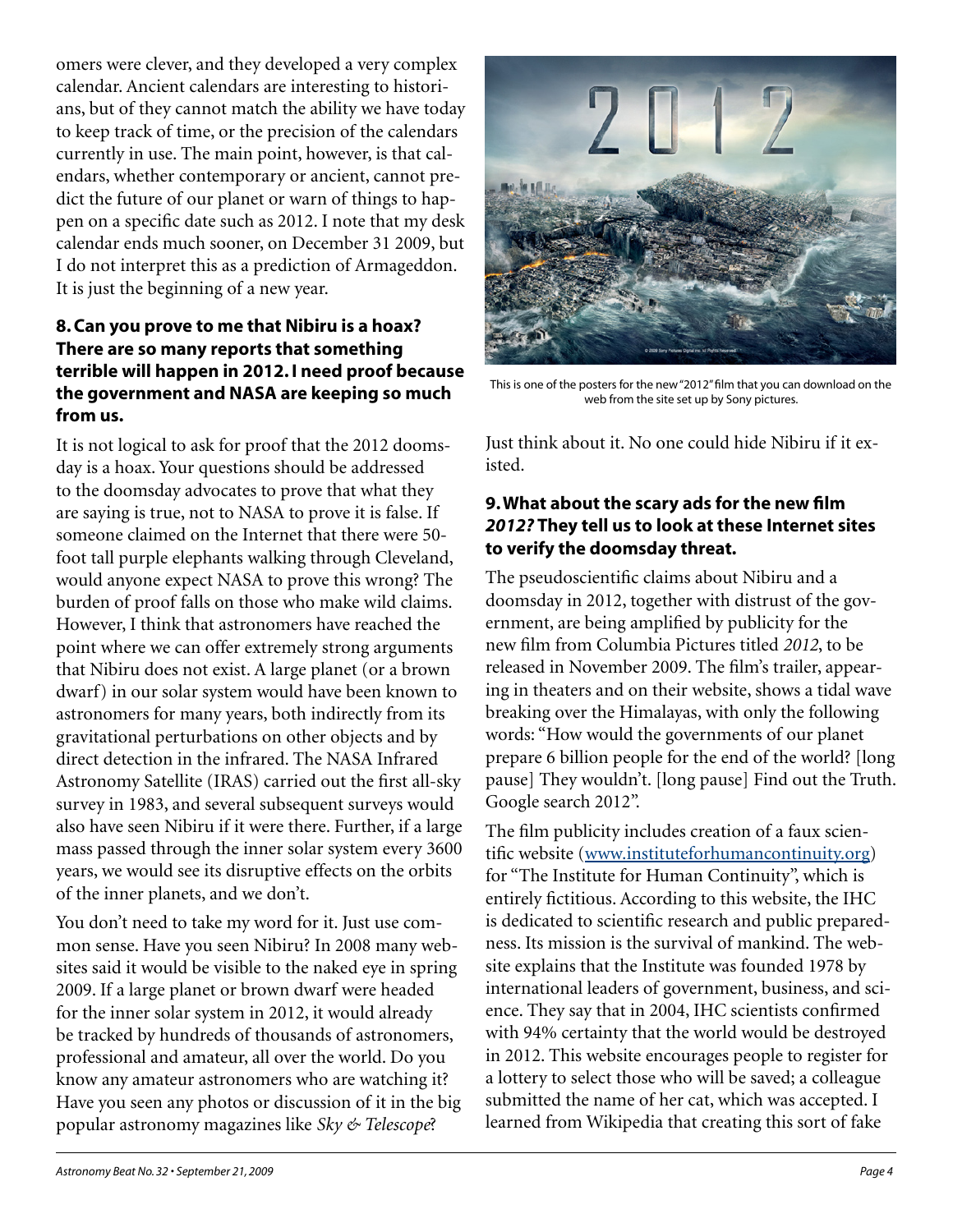omers were clever, and they developed a very complex calendar. Ancient calendars are interesting to historians, but of they cannot match the ability we have today to keep track of time, or the precision of the calendars currently in use. The main point, however, is that calendars, whether contemporary or ancient, cannot predict the future of our planet or warn of things to happen on a specific date such as 2012. I note that my desk calendar ends much sooner, on December 31 2009, but I do not interpret this as a prediction of Armageddon. It is just the beginning of a new year.

### 8. Can you prove to me that Nibiru is a hoax? There are so many reports that something terrible will happen in 2012. I need proof because the government and NASA are keeping so much from us.

It is not logical to ask for proof that the 2012 doomsday is a hoax. Your questions should be addressed to the doomsday advocates to prove that what they are saying is true, not to NASA to prove it is false. If someone claimed on the Internet that there were 50-foot tall purple elephants walking through Cleveland, would anyone expect NASA to prove this wrong? The burden of proof falls on those who make wild claims. However, I think that astronomers have reached the point where we can offer extremely strong arguments that Nibiru does not exist. A large planet (or a brown dwarf) in our solar system would have been known to astronomers for many years, both indirectly from its gravitational perturbations on other objects and by direct detection in the infrared. The NASA Infrared Astronomy Satellite (IRAS) carried out the first all-sky survey in 1983, and several subsequent surveys would also have seen Nibiru if it were there. Further, if a large mass passed through the inner solar system every 3600 years, we would see its disruptive effects on the orbits of the inner planets, and we don't.

You don't need to take my word for it. Just use common sense. Have you seen Nibiru? In 2008 many websites said it would be visible to the naked eye in spring 2009. If a large planet or brown dwarf were headed for the inner solar system in 2012, it would already be tracked by hundreds of thousands of astronomers, professional and amateur, all over the world. Do you know any amateur astronomers who are watching it? Have you seen any photos or discussion of it in the big popular astronomy magazines like *Sky & Telescope*?

This is one of the posters for the new "2012" film that you can download on the web from the site set up by Sony pictures.

Just think about it. No one could hide Nibiru if it existed.

### 9. What about the scary ads for the new film *2012?* They tell us to look at these Internet sites to verify the doomsday threat.

The pseudoscientific claims about Nibiru and a doomsday in 2012, together with distrust of the government, are being amplified by publicity for the new film from Columbia Pictures titled *2012*, to be released in November 2009. The film's trailer, appearing in theaters and on their website, shows a tidal wave breaking over the Himalayas, with only the following words: "How would the governments of our planet prepare 6 billion people for the end of the world? [long pause] They wouldn't. [long pause] Find out the Truth. Google search 2012".

The film publicity includes creation of a faux scientific website (www.instituteforhumancontinuity.org) for "The Institute for Human Continuity", which is entirely fictitious. According to this website, the IHC is dedicated to scientific research and public preparedness. Its mission is the survival of mankind. The website explains that the Institute was founded 1978 by international leaders of government, business, and science. They say that in 2004, IHC scientists confirmed with 94% certainty that the world would be destroyed in 2012. This website encourages people to register for a lottery to select those who will be saved; a colleague submitted the name of her cat, which was accepted. I learned from Wikipedia that creating this sort of fake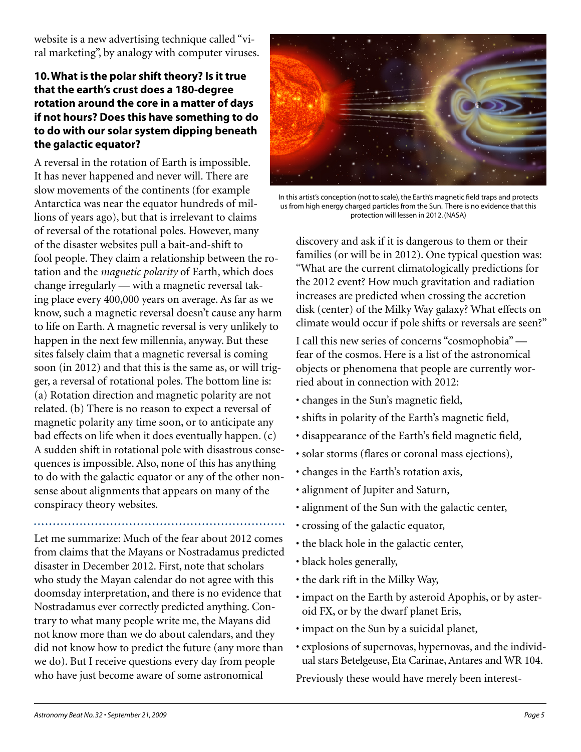website is a new advertising technique called "viral marketing", by analogy with computer viruses.

**10. What is the polar shift theory? Is it true that the earth's crust does a 180-degree rotation around the core in a matter of days if not hours? Does this have something to do with our solar system dipping beneath the galactic equator?**

A reversal in the rotation of Earth is impossible. It has never happened and never will. There are slow movements of the continents (for example Antarctica was near the equator hundreds of millions of years ago), but that is irrelevant to claims of reversal of the rotational poles. However, many of the disaster websites pull a bait-and-shift to fool people. They claim a relationship between the rotation and the *magnetic polarity* of Earth, which does change irregularly — with a magnetic reversal taking place every 400,000 years on average. As far as we know, such a magnetic reversal doesn't cause any harm to life on Earth. A magnetic reversal is very unlikely to happen in the next few millennia, anyway. But these sites falsely claim that a magnetic reversal is coming soon (in 2012) and that this is the same as, or will trigger, a reversal of rotational poles. The bottom line is: (a) Rotation direction and magnetic polarity are not related. (b) There is no reason to expect a reversal of magnetic polarity any time soon, or to anticipate any bad effects on life when it does eventually happen. (c) A sudden shift in rotational pole with disastrous consequences is impossible. Also, none of this has anything to do with the galactic equator or any of the other nonsense about alignments that appears on many of the conspiracy theory websites.

---

In this artist's conception (not to scale), the Earth's magnetic field traps and protects us from high energy charged particles from the Sun. There is no evidence that this protection will lessen in 2012. (NASA)

Let me summarize: Much of the fear about 2012 comes from claims that the Mayans or Nostradamus predicted disaster in December 2012. First, note that scholars who study the Mayan calendar do not agree with this doomsday interpretation, and there is no evidence that Nostradamus ever correctly predicted anything. Contrary to what many people write me, the Mayans did not know more than we do about calendars, and they did not know how to predict the future (any more than we do). But I receive questions every day from people who have just become aware of some astronomical discovery and ask if it is dangerous to them or their families (or will be in 2012). One typical question was: "What are the current climatologically predictions for the 2012 event? How much gravitation and radiation increases are predicted when crossing the accretion disk (center) of the Milky Way galaxy? What effects on climate would occur if pole shifts or reversals are seen?"

I call this new series of concerns "cosmophobia" — fear of the cosmos. Here is a list of the astronomical objects or phenomena that people are currently worried about in connection with 2012:

- changes in the Sun's magnetic field,
- shifts in polarity of the Earth's magnetic field,
- disappearance of the Earth's field magnetic field,
- solar storms (flares or coronal mass ejections),
- changes in the Earth's rotation axis,
- alignment of Jupiter and Saturn,
- alignment of the Sun with the galactic center,
- crossing of the galactic equator,
- the black hole in the galactic center,
- black holes generally,
- the dark rift in the Milky Way,
- impact on the Earth by asteroid Apophis, or by asteroid FX, or by the dwarf planet Eris,
- impact on the Sun by a suicidal planet,
- explosions of supernovas, hypernovas, and the individual stars Betelgeuse, Eta Carinae, Antares and WR 104.

Previously these would have merely been interest-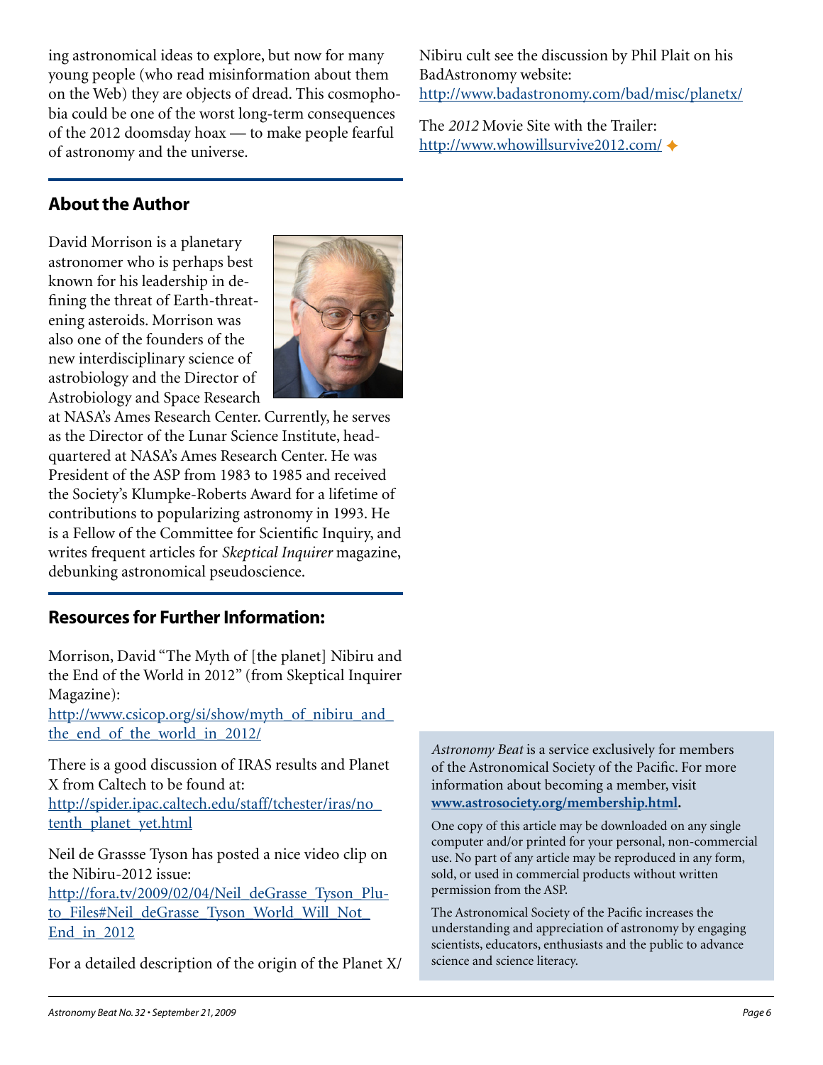ing astronomical ideas to explore, but now for many young people (who read misinformation about them on the Web) they are objects of dread. This cosmophobia could be one of the worst long-term consequences of the 2012 doomsday hoax — to make people fearful of astronomy and the universe.

## About the Author

David Morrison is a planetary astronomer who is perhaps best known for his leadership in defining the threat of Earth-threatening asteroids. Morrison was also one of the founders of the new interdisciplinary science of astrobiology and the Director of Astrobiology and Space Research at NASA's Ames Research Center. Currently, he serves as the Director of the Lunar Science Institute, headquartered at NASA's Ames Research Center. He was President of the ASP from 1983 to 1985 and received the Society's Klumpke-Roberts Award for a lifetime of contributions to popularizing astronomy in 1993. He is a Fellow of the Committee for Scientific Inquiry, and writes frequent articles for *Skeptical Inquirer* magazine, debunking astronomical pseudoscience.

## Resources for Further Information:

Morrison, David "The Myth of [the planet] Nibiru and the End of the World in 2012" (from Skeptical Inquirer Magazine):
http://www.csicop.org/si/show/myth_of_nibiru_and_the_end_of_the_world_in_2012/

There is a good discussion of IRAS results and Planet X from Caltech to be found at:
http://spider.ipac.caltech.edu/staff/tchester/iras/no_tenth_planet_yet.html

Neil de Grassse Tyson has posted a nice video clip on the Nibiru-2012 issue:
http://fora.tv/2009/02/04/Neil_deGrasse_Tyson_Pluto_Files#Neil_deGrasse_Tyson_World_Will_Not_End_in_2012

For a detailed description of the origin of the Planet X/Nibiru cult see the discussion by Phil Plait on his BadAstronomy website:
http://www.badastronomy.com/bad/misc/planetx/

The *2012* Movie Site with the Trailer:
http://www.whowillsurvive2012.com/ ✦

*Astronomy Beat* is a service exclusively for members of the Astronomical Society of the Pacific. For more information about becoming a member, visit **www.astrosociety.org/membership.html.**

One copy of this article may be downloaded on any single computer and/or printed for your personal, non-commercial use. No part of any article may be reproduced in any form, sold, or used in commercial products without written permission from the ASP.

The Astronomical Society of the Pacific increases the understanding and appreciation of astronomy by engaging scientists, educators, enthusiasts and the public to advance science and science literacy.